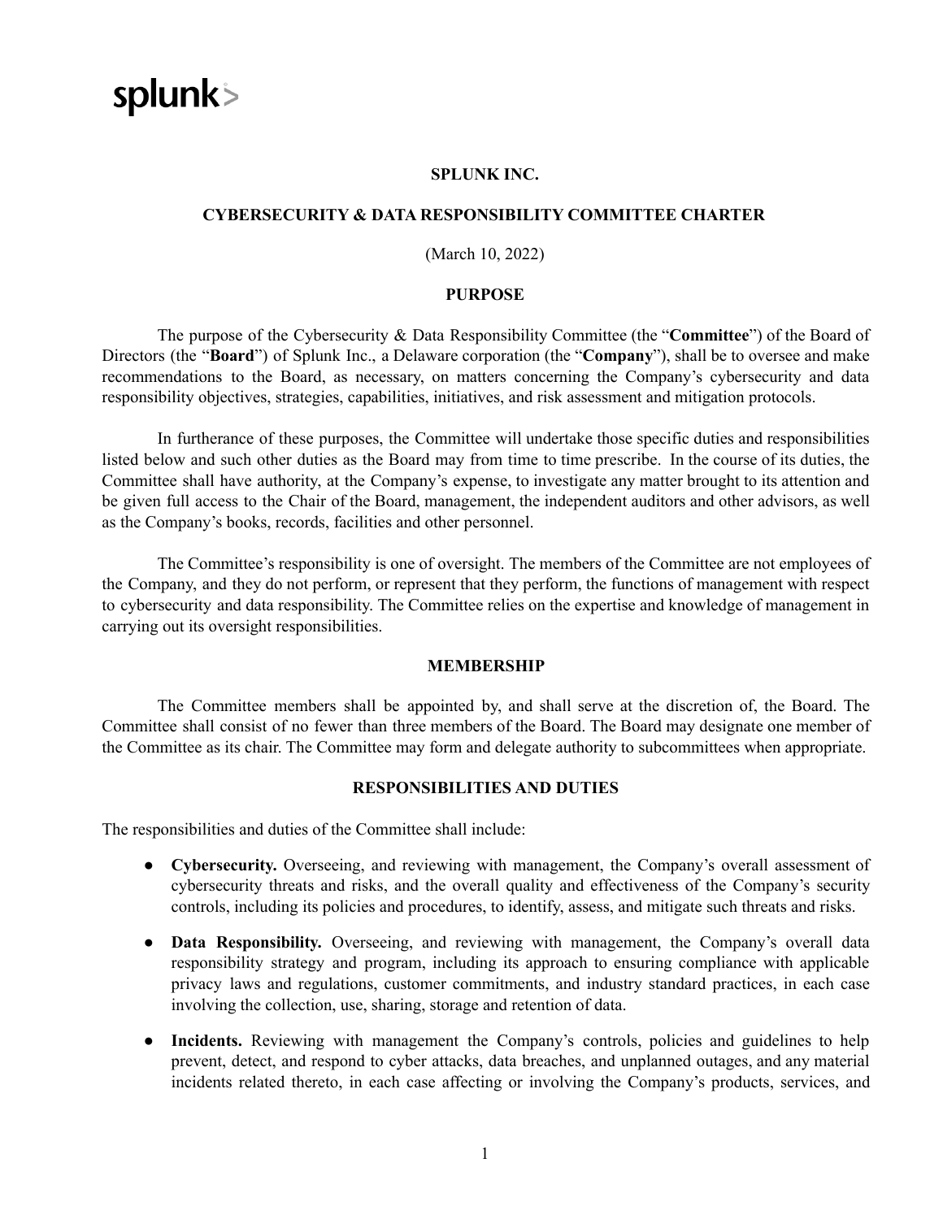splunk>

# SPLUNK INC.

## CYBERSECURITY & DATA RESPONSIBILITY COMMITTEE CHARTER

(March 10, 2022)

### PURPOSE

The purpose of the Cybersecurity & Data Responsibility Committee (the "**Committee**") of the Board of Directors (the "**Board**") of Splunk Inc., a Delaware corporation (the "**Company**"), shall be to oversee and make recommendations to the Board, as necessary, on matters concerning the Company's cybersecurity and data responsibility objectives, strategies, capabilities, initiatives, and risk assessment and mitigation protocols.

In furtherance of these purposes, the Committee will undertake those specific duties and responsibilities listed below and such other duties as the Board may from time to time prescribe. In the course of its duties, the Committee shall have authority, at the Company's expense, to investigate any matter brought to its attention and be given full access to the Chair of the Board, management, the independent auditors and other advisors, as well as the Company's books, records, facilities and other personnel.

The Committee's responsibility is one of oversight. The members of the Committee are not employees of the Company, and they do not perform, or represent that they perform, the functions of management with respect to cybersecurity and data responsibility. The Committee relies on the expertise and knowledge of management in carrying out its oversight responsibilities.

### MEMBERSHIP

The Committee members shall be appointed by, and shall serve at the discretion of, the Board. The Committee shall consist of no fewer than three members of the Board. The Board may designate one member of the Committee as its chair. The Committee may form and delegate authority to subcommittees when appropriate.

### RESPONSIBILITIES AND DUTIES

The responsibilities and duties of the Committee shall include:

- **Cybersecurity.** Overseeing, and reviewing with management, the Company's overall assessment of cybersecurity threats and risks, and the overall quality and effectiveness of the Company's security controls, including its policies and procedures, to identify, assess, and mitigate such threats and risks.
- **Data Responsibility.** Overseeing, and reviewing with management, the Company's overall data responsibility strategy and program, including its approach to ensuring compliance with applicable privacy laws and regulations, customer commitments, and industry standard practices, in each case involving the collection, use, sharing, storage and retention of data.
- **Incidents.** Reviewing with management the Company's controls, policies and guidelines to help prevent, detect, and respond to cyber attacks, data breaches, and unplanned outages, and any material incidents related thereto, in each case affecting or involving the Company's products, services, and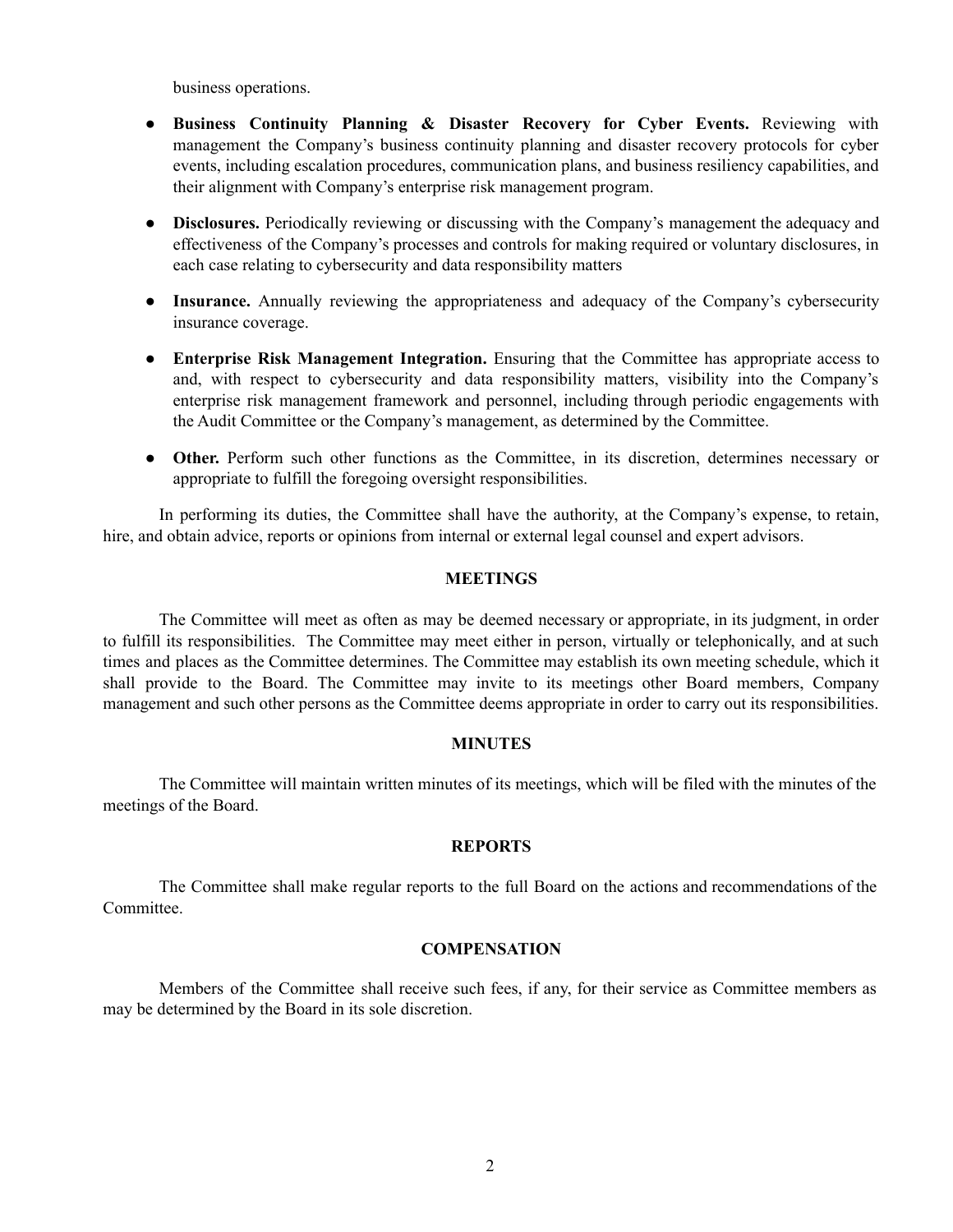business operations.

- **Business Continuity Planning & Disaster Recovery for Cyber Events.** Reviewing with management the Company's business continuity planning and disaster recovery protocols for cyber events, including escalation procedures, communication plans, and business resiliency capabilities, and their alignment with Company's enterprise risk management program.

- **Disclosures.** Periodically reviewing or discussing with the Company's management the adequacy and effectiveness of the Company's processes and controls for making required or voluntary disclosures, in each case relating to cybersecurity and data responsibility matters

- **Insurance.** Annually reviewing the appropriateness and adequacy of the Company's cybersecurity insurance coverage.

- **Enterprise Risk Management Integration.** Ensuring that the Committee has appropriate access to and, with respect to cybersecurity and data responsibility matters, visibility into the Company's enterprise risk management framework and personnel, including through periodic engagements with the Audit Committee or the Company's management, as determined by the Committee.

- **Other.** Perform such other functions as the Committee, in its discretion, determines necessary or appropriate to fulfill the foregoing oversight responsibilities.

In performing its duties, the Committee shall have the authority, at the Company's expense, to retain, hire, and obtain advice, reports or opinions from internal or external legal counsel and expert advisors.

## MEETINGS

The Committee will meet as often as may be deemed necessary or appropriate, in its judgment, in order to fulfill its responsibilities. The Committee may meet either in person, virtually or telephonically, and at such times and places as the Committee determines. The Committee may establish its own meeting schedule, which it shall provide to the Board. The Committee may invite to its meetings other Board members, Company management and such other persons as the Committee deems appropriate in order to carry out its responsibilities.

## MINUTES

The Committee will maintain written minutes of its meetings, which will be filed with the minutes of the meetings of the Board.

## REPORTS

The Committee shall make regular reports to the full Board on the actions and recommendations of the Committee.

## COMPENSATION

Members of the Committee shall receive such fees, if any, for their service as Committee members as may be determined by the Board in its sole discretion.